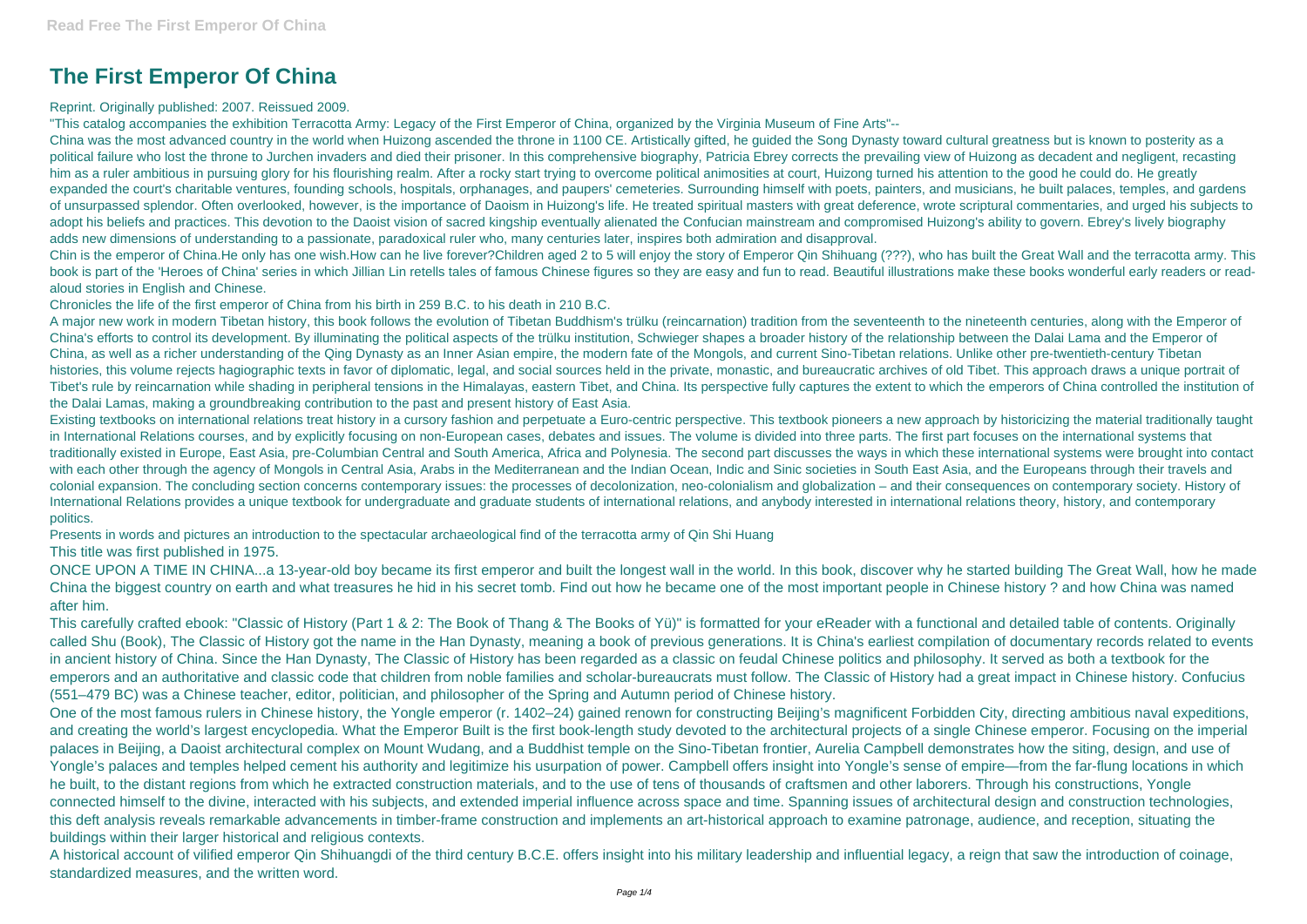# The First Emperor Of China

Reprint. Originally published: 2007. Reissued 2009.

"This catalog accompanies the exhibition Terracotta Army: Legacy of the First Emperor of China, organized by the Virginia Museum of Fine Arts"--

China was the most advanced country in the world when Huizong ascended the throne in 1100 CE. Artistically gifted, he guided the Song Dynasty toward cultural greatness but is known to posterity as a political failure who lost the throne to Jurchen invaders and died their prisoner. In this comprehensive biography, Patricia Ebrey corrects the prevailing view of Huizong as decadent and negligent, recasting him as a ruler ambitious in pursuing glory for his flourishing realm. After a rocky start trying to overcome political animosities at court, Huizong turned his attention to the good he could do. He greatly expanded the court's charitable ventures, founding schools, hospitals, orphanages, and paupers' cemeteries. Surrounding himself with poets, painters, and musicians, he built palaces, temples, and gardens of unsurpassed splendor. Often overlooked, however, is the importance of Daoism in Huizong's life. He treated spiritual masters with great deference, wrote scriptural commentaries, and urged his subjects to adopt his beliefs and practices. This devotion to the Daoist vision of sacred kingship eventually alienated the Confucian mainstream and compromised Huizong's ability to govern. Ebrey's lively biography adds new dimensions of understanding to a passionate, paradoxical ruler who, many centuries later, inspires both admiration and disapproval.

Chin is the emperor of China.He only has one wish.How can he live forever?Children aged 2 to 5 will enjoy the story of Emperor Qin Shihuang (???), who has built the Great Wall and the terracotta army. This book is part of the 'Heroes of China' series in which Jillian Lin retells tales of famous Chinese figures so they are easy and fun to read. Beautiful illustrations make these books wonderful early readers or read-aloud stories in English and Chinese.

Chronicles the life of the first emperor of China from his birth in 259 B.C. to his death in 210 B.C.

A major new work in modern Tibetan history, this book follows the evolution of Tibetan Buddhism's trülku (reincarnation) tradition from the seventeenth to the nineteenth centuries, along with the Emperor of China's efforts to control its development. By illuminating the political aspects of the trülku institution, Schwieger shapes a broader history of the relationship between the Dalai Lama and the Emperor of China, as well as a richer understanding of the Qing Dynasty as an Inner Asian empire, the modern fate of the Mongols, and current Sino-Tibetan relations. Unlike other pre-twentieth-century Tibetan histories, this volume rejects hagiographic texts in favor of diplomatic, legal, and social sources held in the private, monastic, and bureaucratic archives of old Tibet. This approach draws a unique portrait of Tibet's rule by reincarnation while shading in peripheral tensions in the Himalayas, eastern Tibet, and China. Its perspective fully captures the extent to which the emperors of China controlled the institution of the Dalai Lamas, making a groundbreaking contribution to the past and present history of East Asia.

Existing textbooks on international relations treat history in a cursory fashion and perpetuate a Euro-centric perspective. This textbook pioneers a new approach by historicizing the material traditionally taught in International Relations courses, and by explicitly focusing on non-European cases, debates and issues. The volume is divided into three parts. The first part focuses on the international systems that traditionally existed in Europe, East Asia, pre-Columbian Central and South America, Africa and Polynesia. The second part discusses the ways in which these international systems were brought into contact with each other through the agency of Mongols in Central Asia, Arabs in the Mediterranean and the Indian Ocean, Indic and Sinic societies in South East Asia, and the Europeans through their travels and colonial expansion. The concluding section concerns contemporary issues: the processes of decolonization, neo-colonialism and globalization – and their consequences on contemporary society. History of International Relations provides a unique textbook for undergraduate and graduate students of international relations, and anybody interested in international relations theory, history, and contemporary politics.

Presents in words and pictures an introduction to the spectacular archaeological find of the terracotta army of Qin Shi Huang

This title was first published in 1975.

ONCE UPON A TIME IN CHINA...a 13-year-old boy became its first emperor and built the longest wall in the world. In this book, discover why he started building The Great Wall, how he made China the biggest country on earth and what treasures he hid in his secret tomb. Find out how he became one of the most important people in Chinese history ? and how China was named after him.

This carefully crafted ebook: "Classic of History (Part 1 & 2: The Book of Thang & The Books of Yü)" is formatted for your eReader with a functional and detailed table of contents. Originally called Shu (Book), The Classic of History got the name in the Han Dynasty, meaning a book of previous generations. It is China's earliest compilation of documentary records related to events in ancient history of China. Since the Han Dynasty, The Classic of History has been regarded as a classic on feudal Chinese politics and philosophy. It served as both a textbook for the emperors and an authoritative and classic code that children from noble families and scholar-bureaucrats must follow. The Classic of History had a great impact in Chinese history. Confucius (551–479 BC) was a Chinese teacher, editor, politician, and philosopher of the Spring and Autumn period of Chinese history.

One of the most famous rulers in Chinese history, the Yongle emperor (r. 1402–24) gained renown for constructing Beijing's magnificent Forbidden City, directing ambitious naval expeditions, and creating the world's largest encyclopedia. What the Emperor Built is the first book-length study devoted to the architectural projects of a single Chinese emperor. Focusing on the imperial palaces in Beijing, a Daoist architectural complex on Mount Wudang, and a Buddhist temple on the Sino-Tibetan frontier, Aurelia Campbell demonstrates how the siting, design, and use of Yongle's palaces and temples helped cement his authority and legitimize his usurpation of power. Campbell offers insight into Yongle's sense of empire—from the far-flung locations in which he built, to the distant regions from which he extracted construction materials, and to the use of tens of thousands of craftsmen and other laborers. Through his constructions, Yongle connected himself to the divine, interacted with his subjects, and extended imperial influence across space and time. Spanning issues of architectural design and construction technologies, this deft analysis reveals remarkable advancements in timber-frame construction and implements an art-historical approach to examine patronage, audience, and reception, situating the buildings within their larger historical and religious contexts.

A historical account of vilified emperor Qin Shihuangdi of the third century B.C.E. offers insight into his military leadership and influential legacy, a reign that saw the introduction of coinage, standardized measures, and the written word.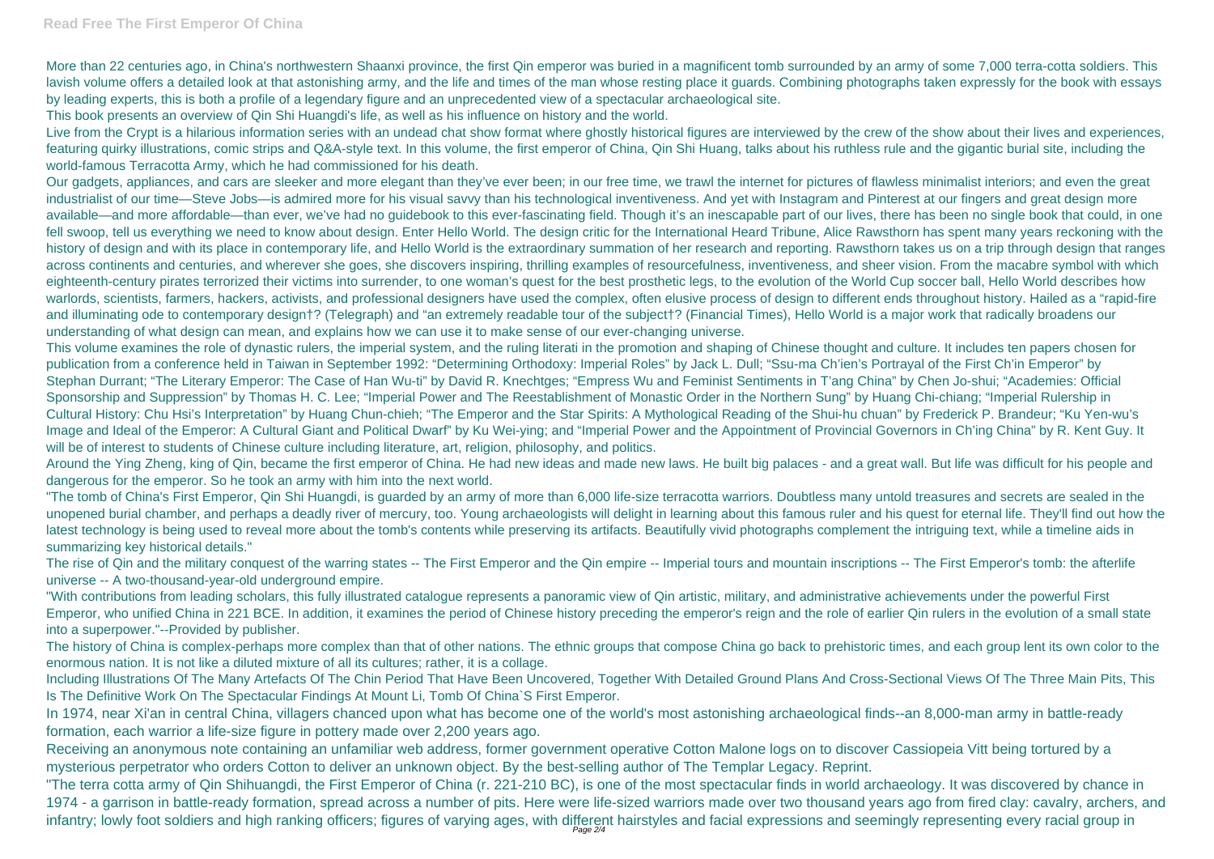More than 22 centuries ago, in China's northwestern Shaanxi province, the first Qin emperor was buried in a magnificent tomb surrounded by an army of some 7,000 terra-cotta soldiers. This lavish volume offers a detailed look at that astonishing army, and the life and times of the man whose resting place it guards. Combining photographs taken expressly for the book with essays by leading experts, this is both a profile of a legendary figure and an unprecedented view of a spectacular archaeological site.

This book presents an overview of Qin Shi Huangdi's life, as well as his influence on history and the world.

Live from the Crypt is a hilarious information series with an undead chat show format where ghostly historical figures are interviewed by the crew of the show about their lives and experiences, featuring quirky illustrations, comic strips and Q&A-style text. In this volume, the first emperor of China, Qin Shi Huang, talks about his ruthless rule and the gigantic burial site, including the world-famous Terracotta Army, which he had commissioned for his death.

Our gadgets, appliances, and cars are sleeker and more elegant than they've ever been; in our free time, we trawl the internet for pictures of flawless minimalist interiors; and even the great industrialist of our time—Steve Jobs—is admired more for his visual savvy than his technological inventiveness. And yet with Instagram and Pinterest at our fingers and great design more available—and more affordable—than ever, we've had no guidebook to this ever-fascinating field. Though it's an inescapable part of our lives, there has been no single book that could, in one fell swoop, tell us everything we need to know about design. Enter Hello World. The design critic for the International Heard Tribune, Alice Rawsthorn has spent many years reckoning with the history of design and with its place in contemporary life, and Hello World is the extraordinary summation of her research and reporting. Rawsthorn takes us on a trip through design that ranges across continents and centuries, and wherever she goes, she discovers inspiring, thrilling examples of resourcefulness, inventiveness, and sheer vision. From the macabre symbol with which eighteenth-century pirates terrorized their victims into surrender, to one woman's quest for the best prosthetic legs, to the evolution of the World Cup soccer ball, Hello World describes how warlords, scientists, farmers, hackers, activists, and professional designers have used the complex, often elusive process of design to different ends throughout history. Hailed as a "rapid-fire and illuminating ode to contemporary design†? (Telegraph) and "an extremely readable tour of the subject†? (Financial Times), Hello World is a major work that radically broadens our understanding of what design can mean, and explains how we can use it to make sense of our ever-changing universe.

This volume examines the role of dynastic rulers, the imperial system, and the ruling literati in the promotion and shaping of Chinese thought and culture. It includes ten papers chosen for publication from a conference held in Taiwan in September 1992: "Determining Orthodoxy: Imperial Roles" by Jack L. Dull; "Ssu-ma Ch'ien's Portrayal of the First Ch'in Emperor" by Stephan Durrant; "The Literary Emperor: The Case of Han Wu-ti" by David R. Knechtges; "Empress Wu and Feminist Sentiments in T'ang China" by Chen Jo-shui; "Academies: Official Sponsorship and Suppression" by Thomas H. C. Lee; "Imperial Power and The Reestablishment of Monastic Order in the Northern Sung" by Huang Chi-chiang; "Imperial Rulership in Cultural History: Chu Hsi's Interpretation" by Huang Chun-chieh; "The Emperor and the Star Spirits: A Mythological Reading of the Shui-hu chuan" by Frederick P. Brandeur; "Ku Yen-wu's Image and Ideal of the Emperor: A Cultural Giant and Political Dwarf" by Ku Wei-ying; and "Imperial Power and the Appointment of Provincial Governors in Ch'ing China" by R. Kent Guy. It will be of interest to students of Chinese culture including literature, art, religion, philosophy, and politics.

Around the Ying Zheng, king of Qin, became the first emperor of China. He had new ideas and made new laws. He built big palaces - and a great wall. But life was difficult for his people and dangerous for the emperor. So he took an army with him into the next world.

"The tomb of China's First Emperor, Qin Shi Huangdi, is guarded by an army of more than 6,000 life-size terracotta warriors. Doubtless many untold treasures and secrets are sealed in the unopened burial chamber, and perhaps a deadly river of mercury, too. Young archaeologists will delight in learning about this famous ruler and his quest for eternal life. They'll find out how the latest technology is being used to reveal more about the tomb's contents while preserving its artifacts. Beautifully vivid photographs complement the intriguing text, while a timeline aids in summarizing key historical details."

The rise of Qin and the military conquest of the warring states -- The First Emperor and the Qin empire -- Imperial tours and mountain inscriptions -- The First Emperor's tomb: the afterlife universe -- A two-thousand-year-old underground empire.

"With contributions from leading scholars, this fully illustrated catalogue represents a panoramic view of Qin artistic, military, and administrative achievements under the powerful First Emperor, who unified China in 221 BCE. In addition, it examines the period of Chinese history preceding the emperor's reign and the role of earlier Qin rulers in the evolution of a small state into a superpower."--Provided by publisher.

The history of China is complex-perhaps more complex than that of other nations. The ethnic groups that compose China go back to prehistoric times, and each group lent its own color to the enormous nation. It is not like a diluted mixture of all its cultures; rather, it is a collage.

Including Illustrations Of The Many Artefacts Of The Chin Period That Have Been Uncovered, Together With Detailed Ground Plans And Cross-Sectional Views Of The Three Main Pits, This Is The Definitive Work On The Spectacular Findings At Mount Li, Tomb Of China`S First Emperor.

In 1974, near Xi'an in central China, villagers chanced upon what has become one of the world's most astonishing archaeological finds--an 8,000-man army in battle-ready formation, each warrior a life-size figure in pottery made over 2,200 years ago.

Receiving an anonymous note containing an unfamiliar web address, former government operative Cotton Malone logs on to discover Cassiopeia Vitt being tortured by a mysterious perpetrator who orders Cotton to deliver an unknown object. By the best-selling author of The Templar Legacy. Reprint.

"The terra cotta army of Qin Shihuangdi, the First Emperor of China (r. 221-210 BC), is one of the most spectacular finds in world archaeology. It was discovered by chance in 1974 - a garrison in battle-ready formation, spread across a number of pits. Here were life-sized warriors made over two thousand years ago from fired clay: cavalry, archers, and infantry; lowly foot soldiers and high ranking officers; figures of varying ages, with different hairstyles and facial expressions and seemingly representing every racial group in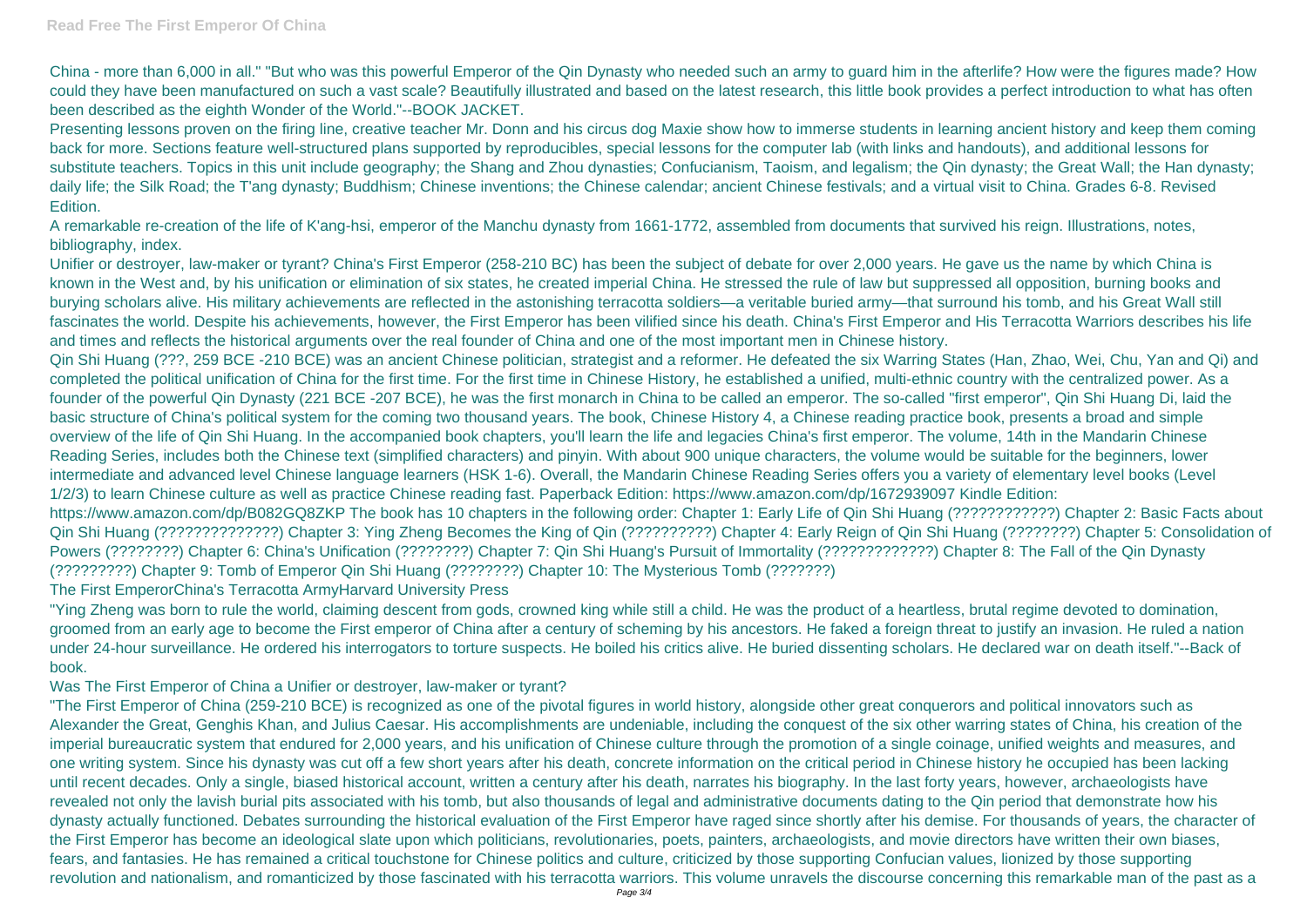China - more than 6,000 in all." "But who was this powerful Emperor of the Qin Dynasty who needed such an army to guard him in the afterlife? How were the figures made? How could they have been manufactured on such a vast scale? Beautifully illustrated and based on the latest research, this little book provides a perfect introduction to what has often been described as the eighth Wonder of the World."--BOOK JACKET.

Presenting lessons proven on the firing line, creative teacher Mr. Donn and his circus dog Maxie show how to immerse students in learning ancient history and keep them coming back for more. Sections feature well-structured plans supported by reproducibles, special lessons for the computer lab (with links and handouts), and additional lessons for substitute teachers. Topics in this unit include geography; the Shang and Zhou dynasties; Confucianism, Taoism, and legalism; the Qin dynasty; the Great Wall; the Han dynasty; daily life; the Silk Road; the T'ang dynasty; Buddhism; Chinese inventions; the Chinese calendar; ancient Chinese festivals; and a virtual visit to China. Grades 6-8. Revised Edition.

A remarkable re-creation of the life of K'ang-hsi, emperor of the Manchu dynasty from 1661-1772, assembled from documents that survived his reign. Illustrations, notes, bibliography, index.

Unifier or destroyer, law-maker or tyrant? China's First Emperor (258-210 BC) has been the subject of debate for over 2,000 years. He gave us the name by which China is known in the West and, by his unification or elimination of six states, he created imperial China. He stressed the rule of law but suppressed all opposition, burning books and burying scholars alive. His military achievements are reflected in the astonishing terracotta soldiers—a veritable buried army—that surround his tomb, and his Great Wall still fascinates the world. Despite his achievements, however, the First Emperor has been vilified since his death. China's First Emperor and His Terracotta Warriors describes his life and times and reflects the historical arguments over the real founder of China and one of the most important men in Chinese history.

Qin Shi Huang (???, 259 BCE -210 BCE) was an ancient Chinese politician, strategist and a reformer. He defeated the six Warring States (Han, Zhao, Wei, Chu, Yan and Qi) and completed the political unification of China for the first time. For the first time in Chinese History, he established a unified, multi-ethnic country with the centralized power. As a founder of the powerful Qin Dynasty (221 BCE -207 BCE), he was the first monarch in China to be called an emperor. The so-called "first emperor", Qin Shi Huang Di, laid the basic structure of China's political system for the coming two thousand years. The book, Chinese History 4, a Chinese reading practice book, presents a broad and simple overview of the life of Qin Shi Huang. In the accompanied book chapters, you'll learn the life and legacies China's first emperor. The volume, 14th in the Mandarin Chinese Reading Series, includes both the Chinese text (simplified characters) and pinyin. With about 900 unique characters, the volume would be suitable for the beginners, lower intermediate and advanced level Chinese language learners (HSK 1-6). Overall, the Mandarin Chinese Reading Series offers you a variety of elementary level books (Level 1/2/3) to learn Chinese culture as well as practice Chinese reading fast. Paperback Edition: https://www.amazon.com/dp/1672939097 Kindle Edition: https://www.amazon.com/dp/B082GQ8ZKP The book has 10 chapters in the following order: Chapter 1: Early Life of Qin Shi Huang (????????????) Chapter 2: Basic Facts about Qin Shi Huang (??????????????) Chapter 3: Ying Zheng Becomes the King of Qin (??????????) Chapter 4: Early Reign of Qin Shi Huang (????????) Chapter 5: Consolidation of Powers (????????) Chapter 6: China's Unification (????????) Chapter 7: Qin Shi Huang's Pursuit of Immortality (?????????????) Chapter 8: The Fall of the Qin Dynasty (?????????) Chapter 9: Tomb of Emperor Qin Shi Huang (????????) Chapter 10: The Mysterious Tomb (???????)

The First EmperorChina's Terracotta ArmyHarvard University Press

"Ying Zheng was born to rule the world, claiming descent from gods, crowned king while still a child. He was the product of a heartless, brutal regime devoted to domination, groomed from an early age to become the First emperor of China after a century of scheming by his ancestors. He faked a foreign threat to justify an invasion. He ruled a nation under 24-hour surveillance. He ordered his interrogators to torture suspects. He boiled his critics alive. He buried dissenting scholars. He declared war on death itself."--Back of book.

Was The First Emperor of China a Unifier or destroyer, law-maker or tyrant?

"The First Emperor of China (259-210 BCE) is recognized as one of the pivotal figures in world history, alongside other great conquerors and political innovators such as Alexander the Great, Genghis Khan, and Julius Caesar. His accomplishments are undeniable, including the conquest of the six other warring states of China, his creation of the imperial bureaucratic system that endured for 2,000 years, and his unification of Chinese culture through the promotion of a single coinage, unified weights and measures, and one writing system. Since his dynasty was cut off a few short years after his death, concrete information on the critical period in Chinese history he occupied has been lacking until recent decades. Only a single, biased historical account, written a century after his death, narrates his biography. In the last forty years, however, archaeologists have revealed not only the lavish burial pits associated with his tomb, but also thousands of legal and administrative documents dating to the Qin period that demonstrate how his dynasty actually functioned. Debates surrounding the historical evaluation of the First Emperor have raged since shortly after his demise. For thousands of years, the character of the First Emperor has become an ideological slate upon which politicians, revolutionaries, poets, painters, archaeologists, and movie directors have written their own biases, fears, and fantasies. He has remained a critical touchstone for Chinese politics and culture, criticized by those supporting Confucian values, lionized by those supporting revolution and nationalism, and romanticized by those fascinated with his terracotta warriors. This volume unravels the discourse concerning this remarkable man of the past as a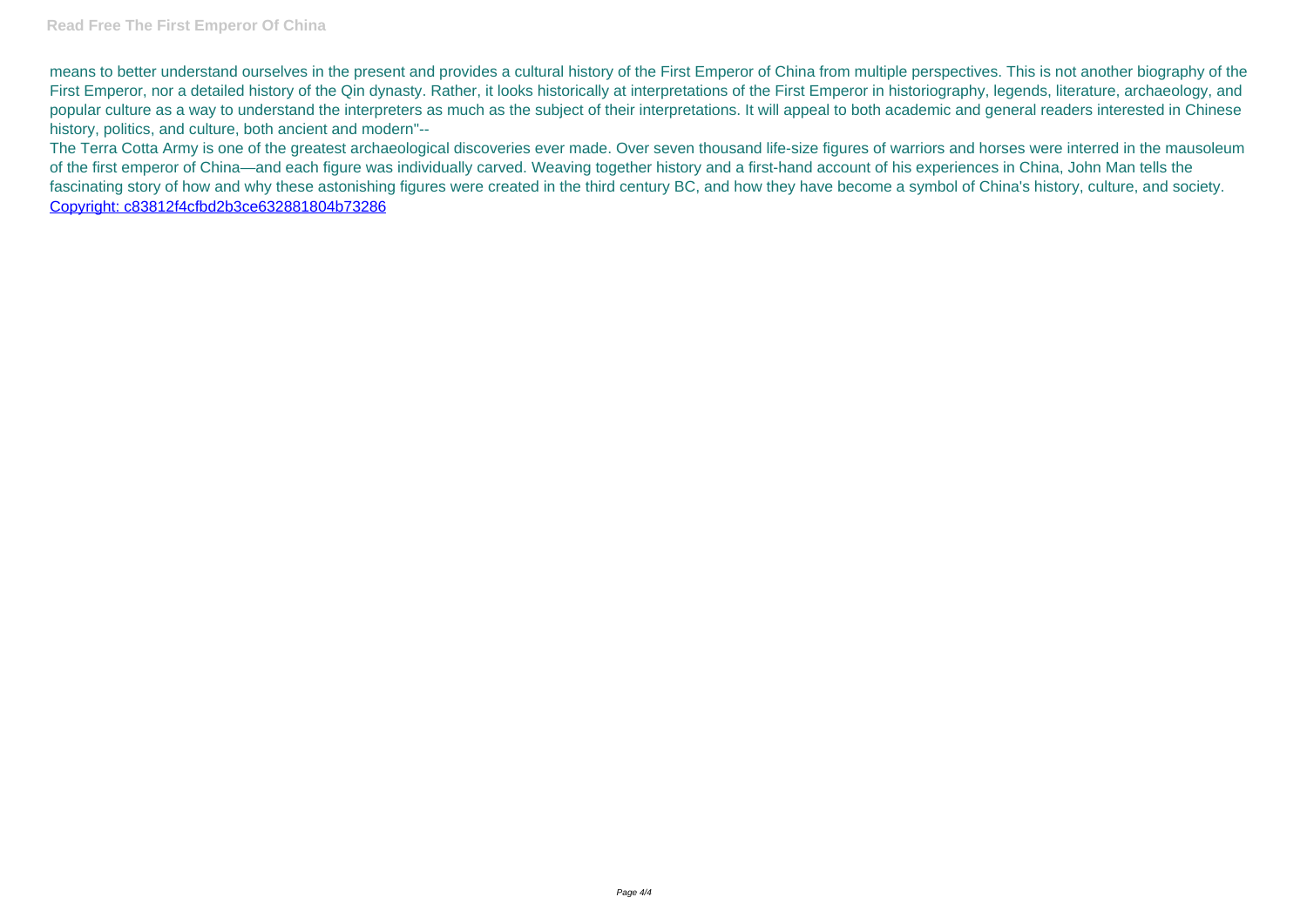means to better understand ourselves in the present and provides a cultural history of the First Emperor of China from multiple perspectives. This is not another biography of the First Emperor, nor a detailed history of the Qin dynasty. Rather, it looks historically at interpretations of the First Emperor in historiography, legends, literature, archaeology, and popular culture as a way to understand the interpreters as much as the subject of their interpretations. It will appeal to both academic and general readers interested in Chinese history, politics, and culture, both ancient and modern"--

The Terra Cotta Army is one of the greatest archaeological discoveries ever made. Over seven thousand life-size figures of warriors and horses were interred in the mausoleum of the first emperor of China—and each figure was individually carved. Weaving together history and a first-hand account of his experiences in China, John Man tells the fascinating story of how and why these astonishing figures were created in the third century BC, and how they have become a symbol of China's history, culture, and society.

Copyright: c83812f4cfbd2b3ce632881804b73286